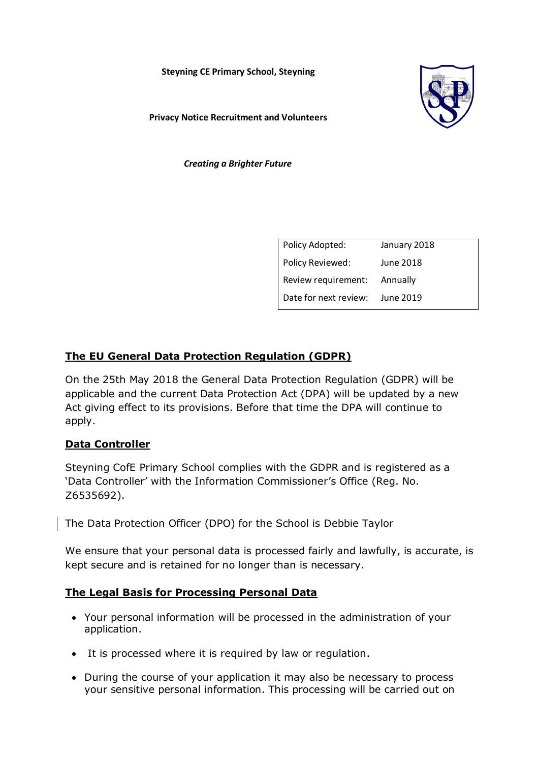**Steyning CE Primary School, Steyning**

**Privacy Notice Recruitment and Volunteers**

***Creating a Brighter Future***

| Policy Adopted: | January 2018 |
| --- | --- |
| Policy Reviewed: | June 2018 |
| Review requirement: | Annually |
| Date for next review: | June 2019 |

## The EU General Data Protection Regulation (GDPR)

On the 25th May 2018 the General Data Protection Regulation (GDPR) will be applicable and the current Data Protection Act (DPA) will be updated by a new Act giving effect to its provisions. Before that time the DPA will continue to apply.

## Data Controller

Steyning CofE Primary School complies with the GDPR and is registered as a 'Data Controller' with the Information Commissioner's Office (Reg. No. Z6535692).

The Data Protection Officer (DPO) for the School is Debbie Taylor

We ensure that your personal data is processed fairly and lawfully, is accurate, is kept secure and is retained for no longer than is necessary.

## The Legal Basis for Processing Personal Data

- Your personal information will be processed in the administration of your application.
- It is processed where it is required by law or regulation.
- During the course of your application it may also be necessary to process your sensitive personal information. This processing will be carried out on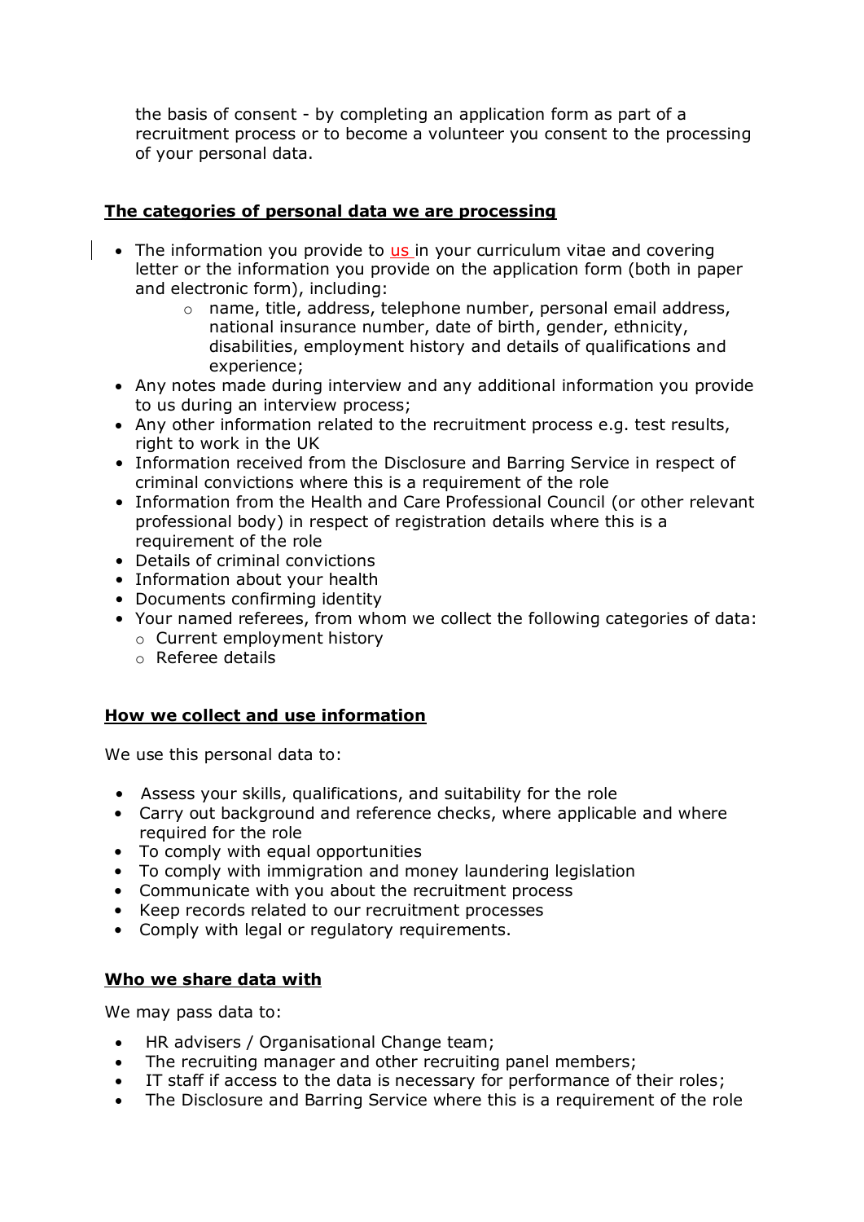the basis of consent - by completing an application form as part of a recruitment process or to become a volunteer you consent to the processing of your personal data.

**The categories of personal data we are processing**

- The information you provide to us in your curriculum vitae and covering letter or the information you provide on the application form (both in paper and electronic form), including:
  - name, title, address, telephone number, personal email address, national insurance number, date of birth, gender, ethnicity, disabilities, employment history and details of qualifications and experience;
- Any notes made during interview and any additional information you provide to us during an interview process;
- Any other information related to the recruitment process e.g. test results, right to work in the UK
- Information received from the Disclosure and Barring Service in respect of criminal convictions where this is a requirement of the role
- Information from the Health and Care Professional Council (or other relevant professional body) in respect of registration details where this is a requirement of the role
- Details of criminal convictions
- Information about your health
- Documents confirming identity
- Your named referees, from whom we collect the following categories of data:
  - Current employment history
  - Referee details

**How we collect and use information**

We use this personal data to:

- Assess your skills, qualifications, and suitability for the role
- Carry out background and reference checks, where applicable and where required for the role
- To comply with equal opportunities
- To comply with immigration and money laundering legislation
- Communicate with you about the recruitment process
- Keep records related to our recruitment processes
- Comply with legal or regulatory requirements.

**Who we share data with**

We may pass data to:

- HR advisers / Organisational Change team;
- The recruiting manager and other recruiting panel members;
- IT staff if access to the data is necessary for performance of their roles;
- The Disclosure and Barring Service where this is a requirement of the role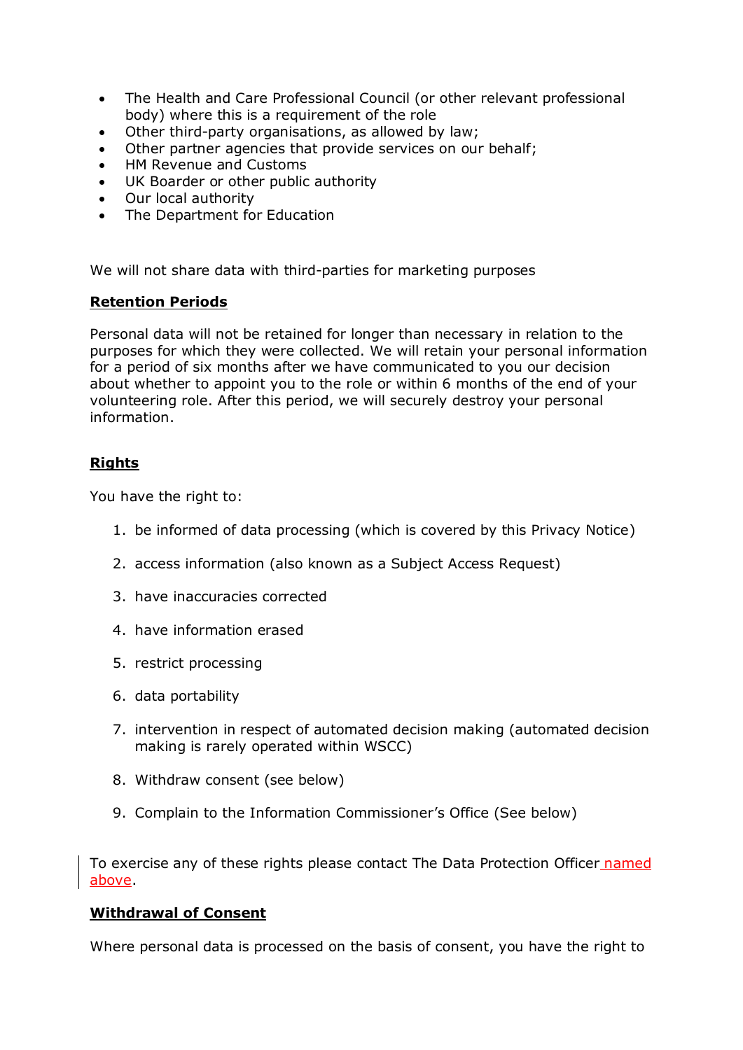- The Health and Care Professional Council (or other relevant professional body) where this is a requirement of the role
- Other third-party organisations, as allowed by law;
- Other partner agencies that provide services on our behalf;
- HM Revenue and Customs
- UK Boarder or other public authority
- Our local authority
- The Department for Education

We will not share data with third-parties for marketing purposes

**Retention Periods**

Personal data will not be retained for longer than necessary in relation to the purposes for which they were collected. We will retain your personal information for a period of six months after we have communicated to you our decision about whether to appoint you to the role or within 6 months of the end of your volunteering role. After this period, we will securely destroy your personal information.

**Rights**

You have the right to:

1. be informed of data processing (which is covered by this Privacy Notice)
2. access information (also known as a Subject Access Request)
3. have inaccuracies corrected
4. have information erased
5. restrict processing
6. data portability
7. intervention in respect of automated decision making (automated decision making is rarely operated within WSCC)
8. Withdraw consent (see below)
9. Complain to the Information Commissioner's Office (See below)

To exercise any of these rights please contact The Data Protection Officer named above.

**Withdrawal of Consent**

Where personal data is processed on the basis of consent, you have the right to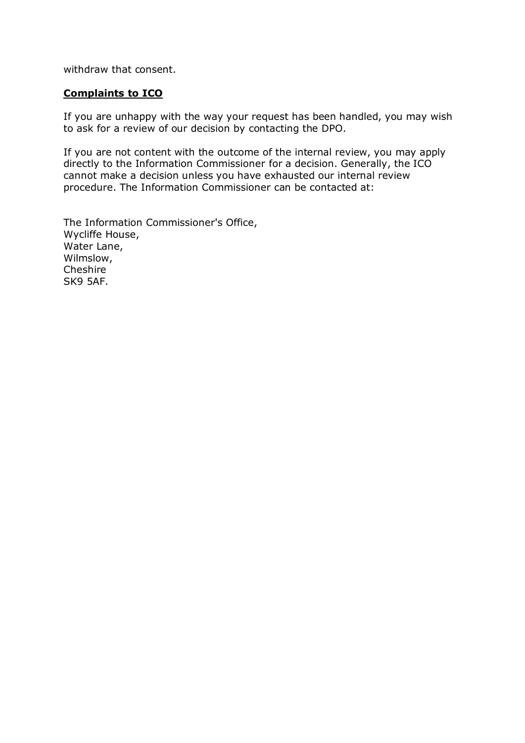withdraw that consent.

## Complaints to ICO

If you are unhappy with the way your request has been handled, you may wish to ask for a review of our decision by contacting the DPO.

If you are not content with the outcome of the internal review, you may apply directly to the Information Commissioner for a decision. Generally, the ICO cannot make a decision unless you have exhausted our internal review procedure. The Information Commissioner can be contacted at:

The Information Commissioner's Office,
Wycliffe House,
Water Lane,
Wilmslow,
Cheshire
SK9 5AF.